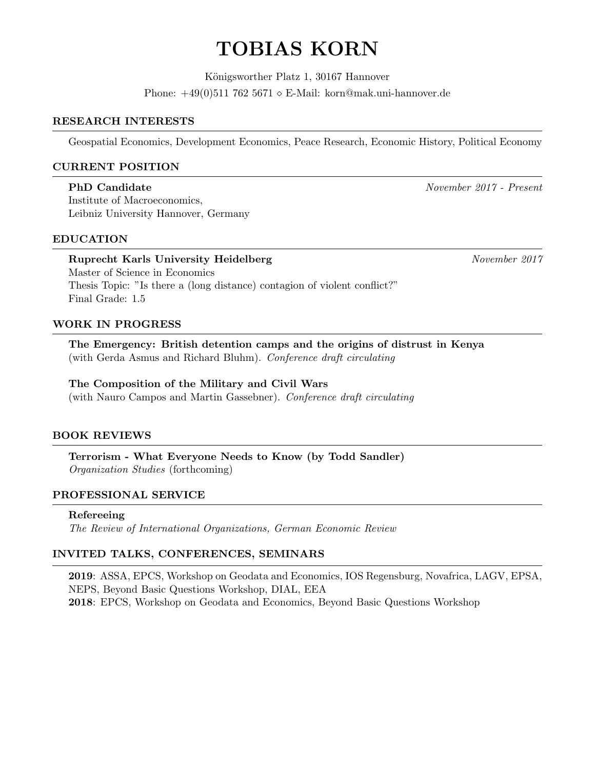# TOBIAS KORN

Königsworther Platz 1, 30167 Hannover

Phone: +49(0)511 762 5671 ⋄ E-Mail: korn@mak.uni-hannover.de

## RESEARCH INTERESTS

Geospatial Economics, Development Economics, Peace Research, Economic History, Political Economy

## CURRENT POSITION

**PhD Candidate** *November 2017 - Present*
Institute of Macroeconomics,
Leibniz University Hannover, Germany

## EDUCATION

**Ruprecht Karls University Heidelberg** *November 2017*
Master of Science in Economics
Thesis Topic: "Is there a (long distance) contagion of violent conflict?"
Final Grade: 1.5

## WORK IN PROGRESS

**The Emergency: British detention camps and the origins of distrust in Kenya**
(with Gerda Asmus and Richard Bluhm). *Conference draft circulating*

**The Composition of the Military and Civil Wars**
(with Nauro Campos and Martin Gassebner). *Conference draft circulating*

## BOOK REVIEWS

**Terrorism - What Everyone Needs to Know (by Todd Sandler)**
*Organization Studies* (forthcoming)

## PROFESSIONAL SERVICE

**Refereeing**
*The Review of International Organizations, German Economic Review*

## INVITED TALKS, CONFERENCES, SEMINARS

**2019**: ASSA, EPCS, Workshop on Geodata and Economics, IOS Regensburg, Novafrica, LAGV, EPSA, NEPS, Beyond Basic Questions Workshop, DIAL, EEA
**2018**: EPCS, Workshop on Geodata and Economics, Beyond Basic Questions Workshop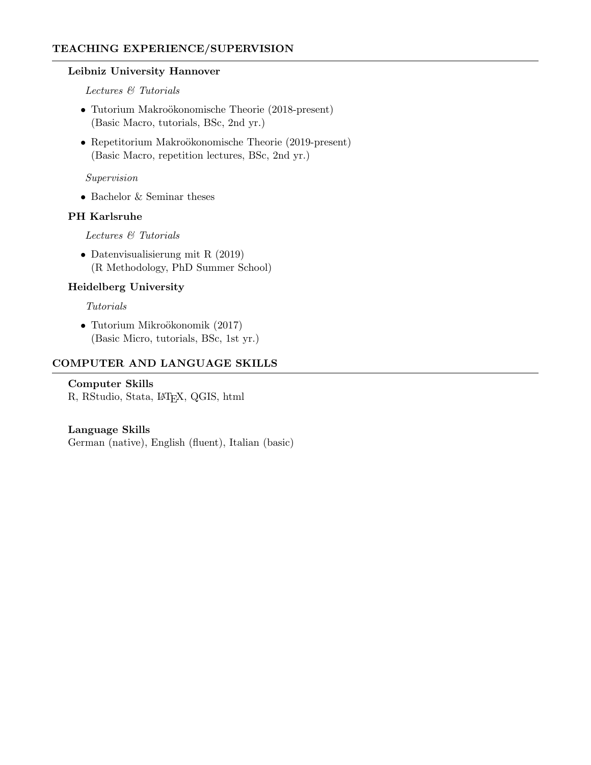## TEACHING EXPERIENCE/SUPERVISION

### Leibniz University Hannover

*Lectures & Tutorials*

- Tutorium Makroökonomische Theorie (2018-present)
  (Basic Macro, tutorials, BSc, 2nd yr.)
- Repetitorium Makroökonomische Theorie (2019-present)
  (Basic Macro, repetition lectures, BSc, 2nd yr.)

*Supervision*

- Bachelor & Seminar theses

### PH Karlsruhe

*Lectures & Tutorials*

- Datenvisualisierung mit R (2019)
  (R Methodology, PhD Summer School)

### Heidelberg University

*Tutorials*

- Tutorium Mikroökonomik (2017)
  (Basic Micro, tutorials, BSc, 1st yr.)

## COMPUTER AND LANGUAGE SKILLS

**Computer Skills**
R, RStudio, Stata, LaTeX, QGIS, html

**Language Skills**
German (native), English (fluent), Italian (basic)